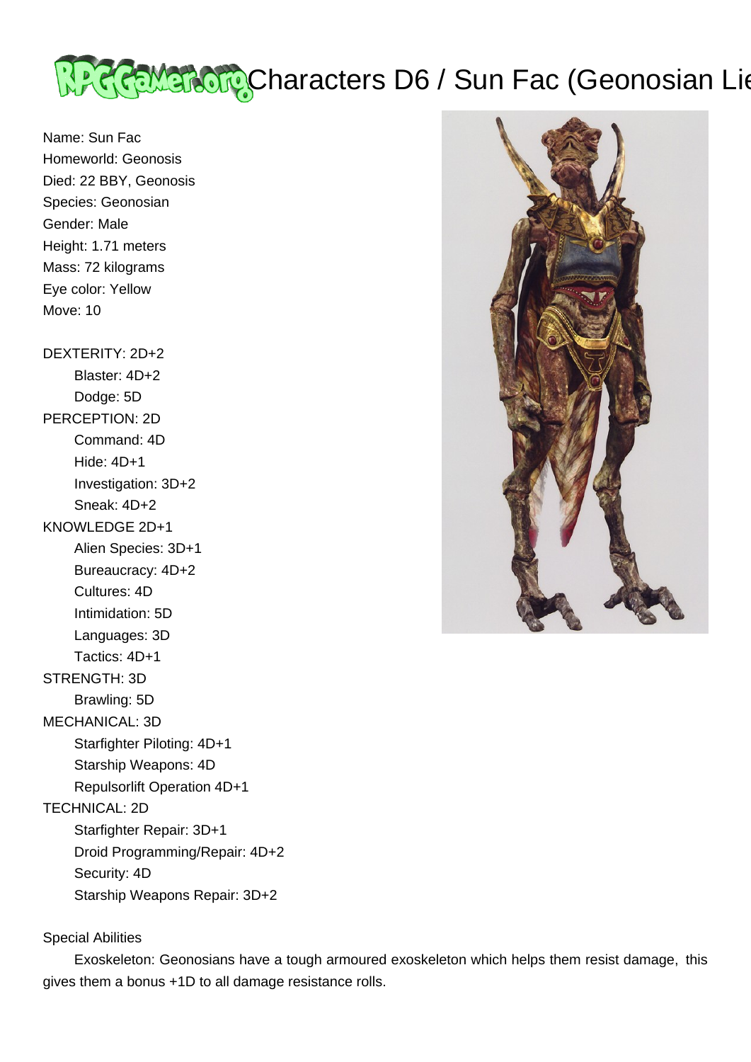# Characters D6 / Sun Fac (Geonosian Lie

Name: Sun Fac
Homeworld: Geonosis
Died: 22 BBY, Geonosis
Species: Geonosian
Gender: Male
Height: 1.71 meters
Mass: 72 kilograms
Eye color: Yellow
Move: 10

DEXTERITY: 2D+2
- Blaster: 4D+2
- Dodge: 5D

PERCEPTION: 2D
- Command: 4D
- Hide: 4D+1
- Investigation: 3D+2
- Sneak: 4D+2

KNOWLEDGE 2D+1
- Alien Species: 3D+1
- Bureaucracy: 4D+2
- Cultures: 4D
- Intimidation: 5D
- Languages: 3D
- Tactics: 4D+1

STRENGTH: 3D
- Brawling: 5D

MECHANICAL: 3D
- Starfighter Piloting: 4D+1
- Starship Weapons: 4D
- Repulsorlift Operation 4D+1

TECHNICAL: 2D
- Starfighter Repair: 3D+1
- Droid Programming/Repair: 4D+2
- Security: 4D
- Starship Weapons Repair: 3D+2

Special Abilities

Exoskeleton: Geonosians have a tough armoured exoskeleton which helps them resist damage, this gives them a bonus +1D to all damage resistance rolls.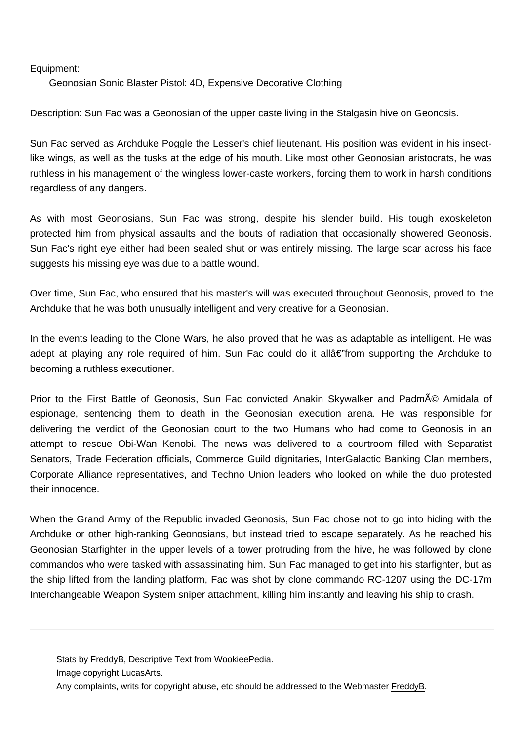Equipment:

Geonosian Sonic Blaster Pistol: 4D, Expensive Decorative Clothing

Description: Sun Fac was a Geonosian of the upper caste living in the Stalgasin hive on Geonosis.

Sun Fac served as Archduke Poggle the Lesser's chief lieutenant. His position was evident in his insect-like wings, as well as the tusks at the edge of his mouth. Like most other Geonosian aristocrats, he was ruthless in his management of the wingless lower-caste workers, forcing them to work in harsh conditions regardless of any dangers.

As with most Geonosians, Sun Fac was strong, despite his slender build. His tough exoskeleton protected him from physical assaults and the bouts of radiation that occasionally showered Geonosis. Sun Fac's right eye either had been sealed shut or was entirely missing. The large scar across his face suggests his missing eye was due to a battle wound.

Over time, Sun Fac, who ensured that his master's will was executed throughout Geonosis, proved to the Archduke that he was both unusually intelligent and very creative for a Geonosian.

In the events leading to the Clone Wars, he also proved that he was as adaptable as intelligent. He was adept at playing any role required of him. Sun Fac could do it allâ€"from supporting the Archduke to becoming a ruthless executioner.

Prior to the First Battle of Geonosis, Sun Fac convicted Anakin Skywalker and PadmÃ© Amidala of espionage, sentencing them to death in the Geonosian execution arena. He was responsible for delivering the verdict of the Geonosian court to the two Humans who had come to Geonosis in an attempt to rescue Obi-Wan Kenobi. The news was delivered to a courtroom filled with Separatist Senators, Trade Federation officials, Commerce Guild dignitaries, InterGalactic Banking Clan members, Corporate Alliance representatives, and Techno Union leaders who looked on while the duo protested their innocence.

When the Grand Army of the Republic invaded Geonosis, Sun Fac chose not to go into hiding with the Archduke or other high-ranking Geonosians, but instead tried to escape separately. As he reached his Geonosian Starfighter in the upper levels of a tower protruding from the hive, he was followed by clone commandos who were tasked with assassinating him. Sun Fac managed to get into his starfighter, but as the ship lifted from the landing platform, Fac was shot by clone commando RC-1207 using the DC-17m Interchangeable Weapon System sniper attachment, killing him instantly and leaving his ship to crash.

---

Stats by FreddyB, Descriptive Text from WookieePedia.

Image copyright LucasArts.

Any complaints, writs for copyright abuse, etc should be addressed to the Webmaster FreddyB.